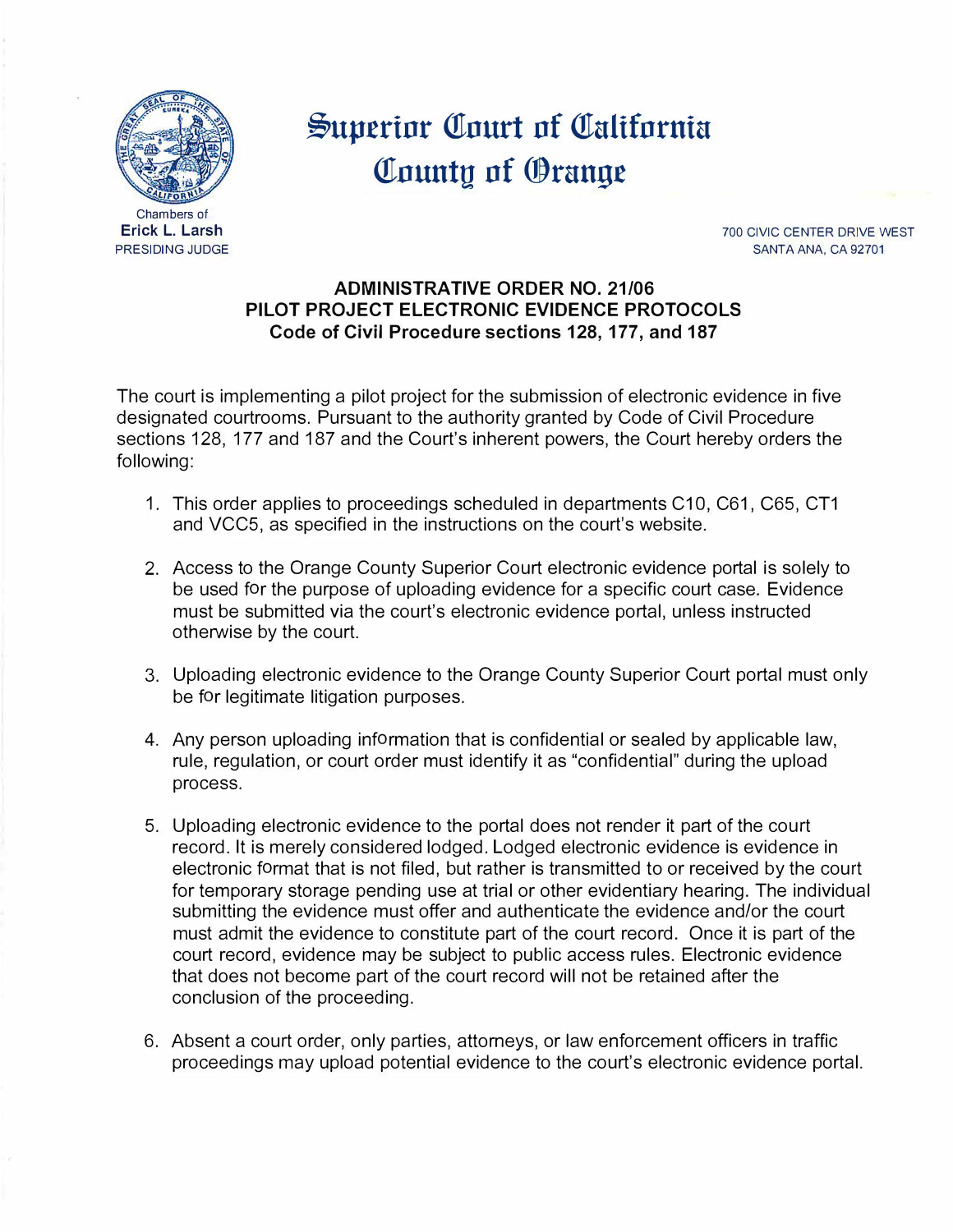# Superior Court of California
# County of Orange

Chambers of
**Erick L. Larsh**
PRESIDING JUDGE

700 CIVIC CENTER DRIVE WEST
SANTA ANA, CA 92701

**ADMINISTRATIVE ORDER NO. 21/06**
**PILOT PROJECT ELECTRONIC EVIDENCE PROTOCOLS**
**Code of Civil Procedure sections 128, 177, and 187**

The court is implementing a pilot project for the submission of electronic evidence in five designated courtrooms. Pursuant to the authority granted by Code of Civil Procedure sections 128, 177 and 187 and the Court's inherent powers, the Court hereby orders the following:

1. This order applies to proceedings scheduled in departments C10, C61, C65, CT1 and VCC5, as specified in the instructions on the court's website.

2. Access to the Orange County Superior Court electronic evidence portal is solely to be used for the purpose of uploading evidence for a specific court case. Evidence must be submitted via the court's electronic evidence portal, unless instructed otherwise by the court.

3. Uploading electronic evidence to the Orange County Superior Court portal must only be for legitimate litigation purposes.

4. Any person uploading information that is confidential or sealed by applicable law, rule, regulation, or court order must identify it as "confidential" during the upload process.

5. Uploading electronic evidence to the portal does not render it part of the court record. It is merely considered lodged. Lodged electronic evidence is evidence in electronic format that is not filed, but rather is transmitted to or received by the court for temporary storage pending use at trial or other evidentiary hearing. The individual submitting the evidence must offer and authenticate the evidence and/or the court must admit the evidence to constitute part of the court record. Once it is part of the court record, evidence may be subject to public access rules. Electronic evidence that does not become part of the court record will not be retained after the conclusion of the proceeding.

6. Absent a court order, only parties, attorneys, or law enforcement officers in traffic proceedings may upload potential evidence to the court's electronic evidence portal.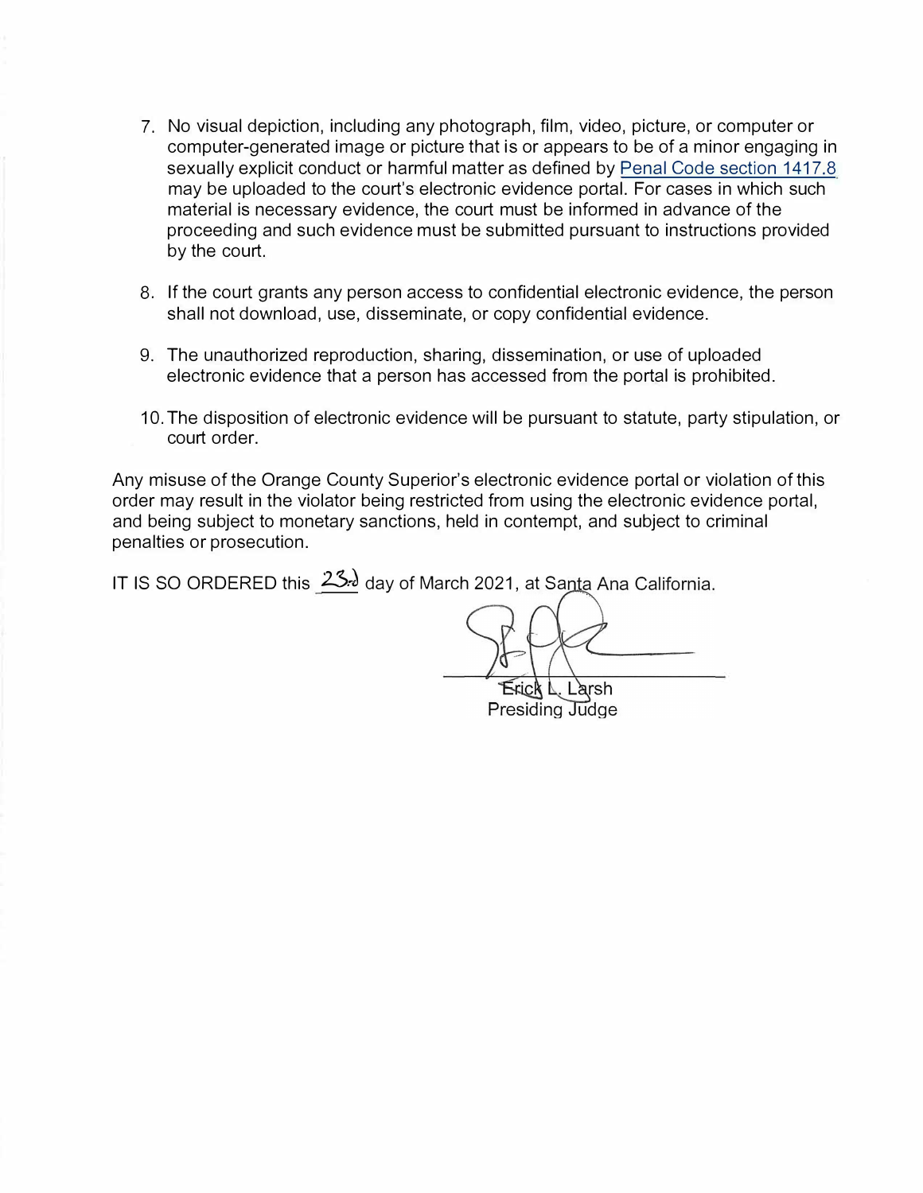7. No visual depiction, including any photograph, film, video, picture, or computer or computer-generated image or picture that is or appears to be of a minor engaging in sexually explicit conduct or harmful matter as defined by Penal Code section 1417.8 may be uploaded to the court's electronic evidence portal. For cases in which such material is necessary evidence, the court must be informed in advance of the proceeding and such evidence must be submitted pursuant to instructions provided by the court.

8. If the court grants any person access to confidential electronic evidence, the person shall not download, use, disseminate, or copy confidential evidence.

9. The unauthorized reproduction, sharing, dissemination, or use of uploaded electronic evidence that a person has accessed from the portal is prohibited.

10. The disposition of electronic evidence will be pursuant to statute, party stipulation, or court order.

Any misuse of the Orange County Superior's electronic evidence portal or violation of this order may result in the violator being restricted from using the electronic evidence portal, and being subject to monetary sanctions, held in contempt, and subject to criminal penalties or prosecution.

IT IS SO ORDERED this 23rd day of March 2021, at Santa Ana California.

Erick L. Larsh
Presiding Judge